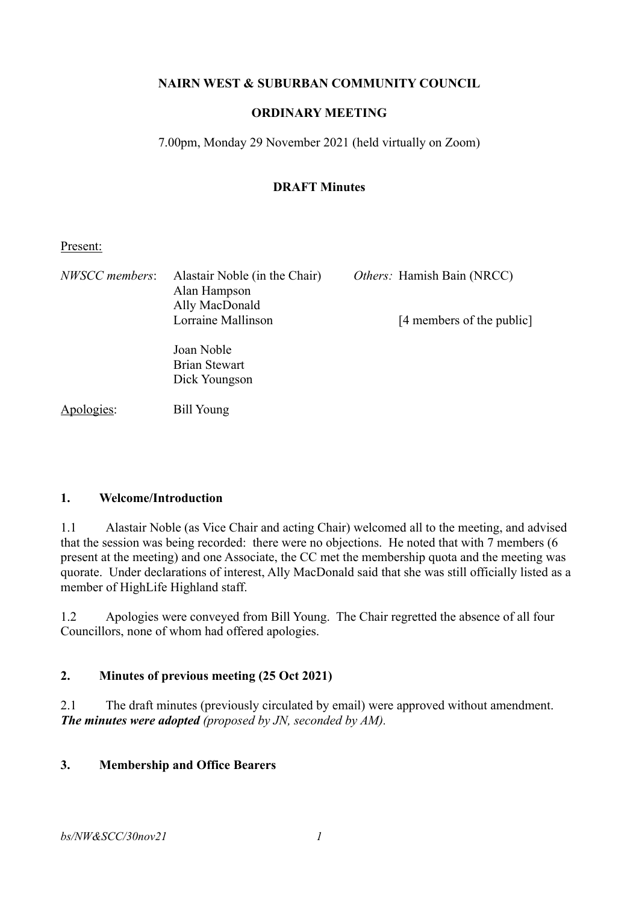**NAIRN WEST & SUBURBAN COMMUNITY COUNCIL**

**ORDINARY MEETING**

7.00pm, Monday 29 November 2021 (held virtually on Zoom)

**DRAFT Minutes**

Present:

| | | |
|---|---|---|
| *NWSCC members*: | Alastair Noble (in the Chair) | *Others:* Hamish Bain (NRCC) |
| | Alan Hampson | |
| | Ally MacDonald | |
| | Lorraine Mallinson | [4 members of the public] |
| | Joan Noble | |
| | Brian Stewart | |
| | Dick Youngson | |
| Apologies: | Bill Young | |

## 1. Welcome/Introduction

1.1 Alastair Noble (as Vice Chair and acting Chair) welcomed all to the meeting, and advised that the session was being recorded: there were no objections. He noted that with 7 members (6 present at the meeting) and one Associate, the CC met the membership quota and the meeting was quorate. Under declarations of interest, Ally MacDonald said that she was still officially listed as a member of HighLife Highland staff.

1.2 Apologies were conveyed from Bill Young. The Chair regretted the absence of all four Councillors, none of whom had offered apologies.

## 2. Minutes of previous meeting (25 Oct 2021)

2.1 The draft minutes (previously circulated by email) were approved without amendment. ***The minutes were adopted*** *(proposed by JN, seconded by AM).*

## 3. Membership and Office Bearers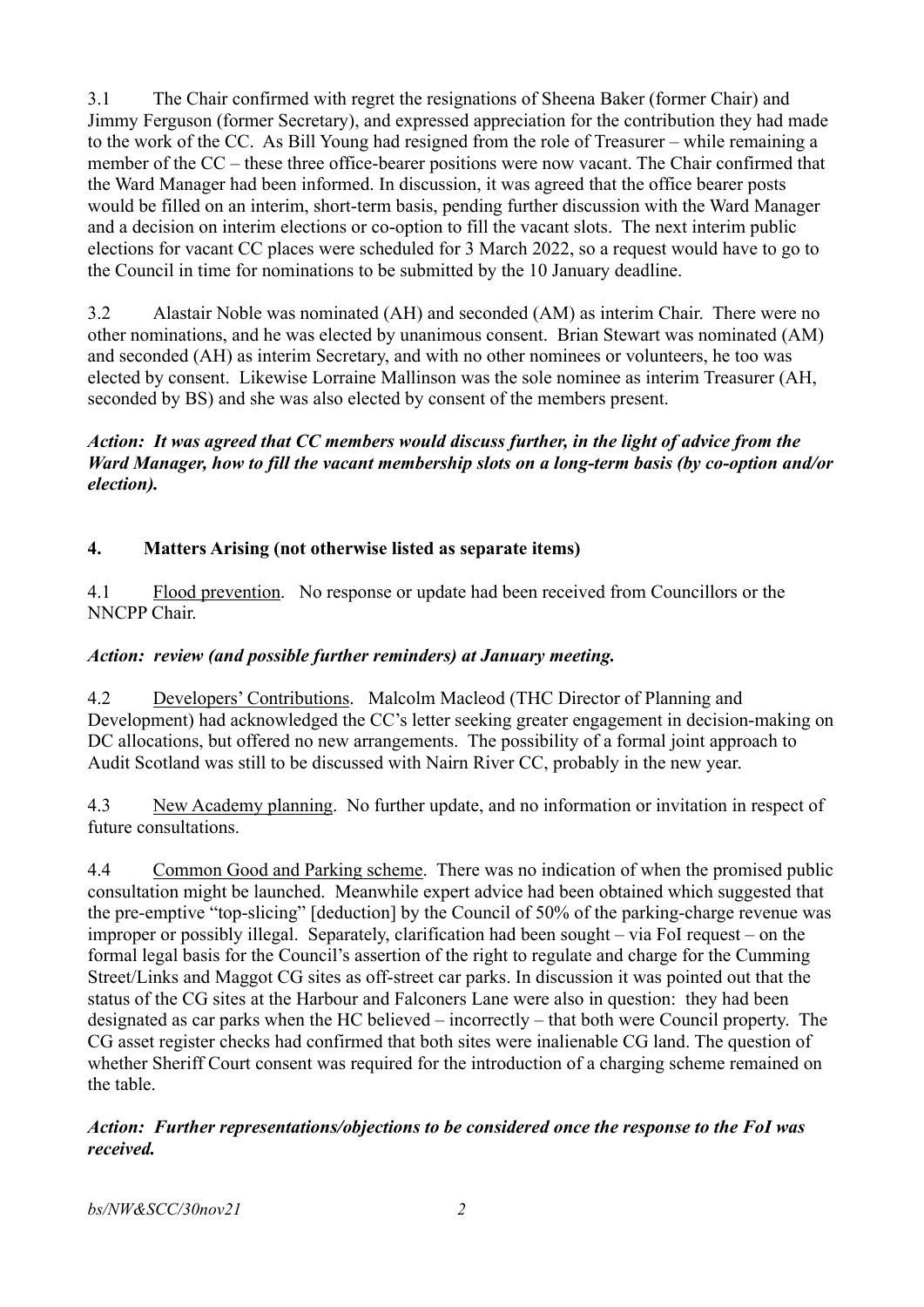3.1 The Chair confirmed with regret the resignations of Sheena Baker (former Chair) and Jimmy Ferguson (former Secretary), and expressed appreciation for the contribution they had made to the work of the CC. As Bill Young had resigned from the role of Treasurer – while remaining a member of the CC – these three office-bearer positions were now vacant. The Chair confirmed that the Ward Manager had been informed. In discussion, it was agreed that the office bearer posts would be filled on an interim, short-term basis, pending further discussion with the Ward Manager and a decision on interim elections or co-option to fill the vacant slots. The next interim public elections for vacant CC places were scheduled for 3 March 2022, so a request would have to go to the Council in time for nominations to be submitted by the 10 January deadline.

3.2 Alastair Noble was nominated (AH) and seconded (AM) as interim Chair. There were no other nominations, and he was elected by unanimous consent. Brian Stewart was nominated (AM) and seconded (AH) as interim Secretary, and with no other nominees or volunteers, he too was elected by consent. Likewise Lorraine Mallinson was the sole nominee as interim Treasurer (AH, seconded by BS) and she was also elected by consent of the members present.

***Action: It was agreed that CC members would discuss further, in the light of advice from the Ward Manager, how to fill the vacant membership slots on a long-term basis (by co-option and/or election).***

## 4. Matters Arising (not otherwise listed as separate items)

4.1 Flood prevention. No response or update had been received from Councillors or the NNCPP Chair.

***Action: review (and possible further reminders) at January meeting.***

4.2 Developers' Contributions. Malcolm Macleod (THC Director of Planning and Development) had acknowledged the CC's letter seeking greater engagement in decision-making on DC allocations, but offered no new arrangements. The possibility of a formal joint approach to Audit Scotland was still to be discussed with Nairn River CC, probably in the new year.

4.3 New Academy planning. No further update, and no information or invitation in respect of future consultations.

4.4 Common Good and Parking scheme. There was no indication of when the promised public consultation might be launched. Meanwhile expert advice had been obtained which suggested that the pre-emptive "top-slicing" [deduction] by the Council of 50% of the parking-charge revenue was improper or possibly illegal. Separately, clarification had been sought – via FoI request – on the formal legal basis for the Council's assertion of the right to regulate and charge for the Cumming Street/Links and Maggot CG sites as off-street car parks. In discussion it was pointed out that the status of the CG sites at the Harbour and Falconers Lane were also in question: they had been designated as car parks when the HC believed – incorrectly – that both were Council property. The CG asset register checks had confirmed that both sites were inalienable CG land. The question of whether Sheriff Court consent was required for the introduction of a charging scheme remained on the table.

***Action: Further representations/objections to be considered once the response to the FoI was received.***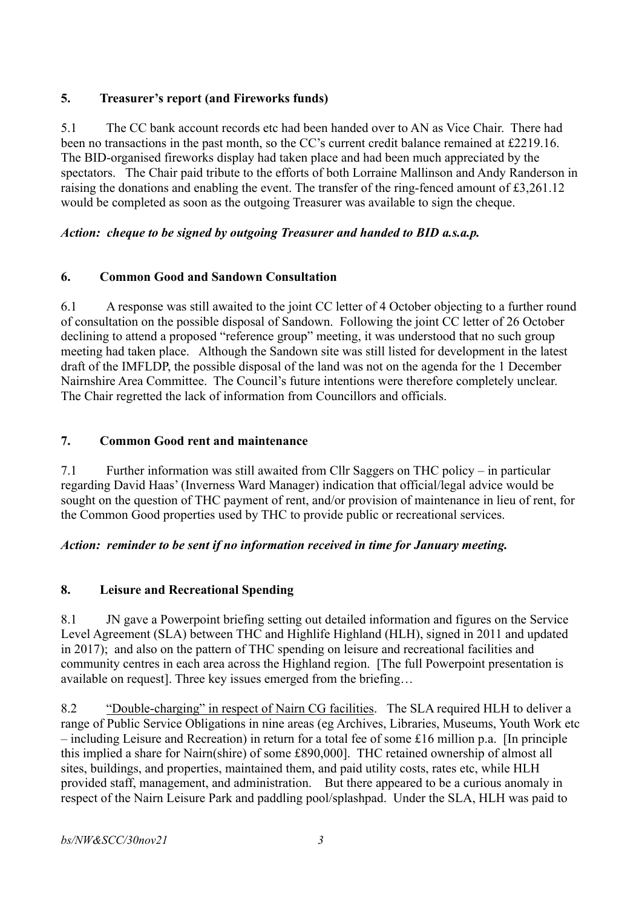## 5. Treasurer's report (and Fireworks funds)

5.1 The CC bank account records etc had been handed over to AN as Vice Chair. There had been no transactions in the past month, so the CC's current credit balance remained at £2219.16. The BID-organised fireworks display had taken place and had been much appreciated by the spectators. The Chair paid tribute to the efforts of both Lorraine Mallinson and Andy Randerson in raising the donations and enabling the event. The transfer of the ring-fenced amount of £3,261.12 would be completed as soon as the outgoing Treasurer was available to sign the cheque.

***Action: cheque to be signed by outgoing Treasurer and handed to BID a.s.a.p.***

## 6. Common Good and Sandown Consultation

6.1 A response was still awaited to the joint CC letter of 4 October objecting to a further round of consultation on the possible disposal of Sandown. Following the joint CC letter of 26 October declining to attend a proposed "reference group" meeting, it was understood that no such group meeting had taken place. Although the Sandown site was still listed for development in the latest draft of the IMFLDP, the possible disposal of the land was not on the agenda for the 1 December Nairnshire Area Committee. The Council's future intentions were therefore completely unclear. The Chair regretted the lack of information from Councillors and officials.

## 7. Common Good rent and maintenance

7.1 Further information was still awaited from Cllr Saggers on THC policy – in particular regarding David Haas' (Inverness Ward Manager) indication that official/legal advice would be sought on the question of THC payment of rent, and/or provision of maintenance in lieu of rent, for the Common Good properties used by THC to provide public or recreational services.

***Action: reminder to be sent if no information received in time for January meeting.***

## 8. Leisure and Recreational Spending

8.1 JN gave a Powerpoint briefing setting out detailed information and figures on the Service Level Agreement (SLA) between THC and Highlife Highland (HLH), signed in 2011 and updated in 2017); and also on the pattern of THC spending on leisure and recreational facilities and community centres in each area across the Highland region. [The full Powerpoint presentation is available on request]. Three key issues emerged from the briefing…

8.2 <u>"Double-charging" in respect of Nairn CG facilities</u>. The SLA required HLH to deliver a range of Public Service Obligations in nine areas (eg Archives, Libraries, Museums, Youth Work etc – including Leisure and Recreation) in return for a total fee of some £16 million p.a. [In principle this implied a share for Nairn(shire) of some £890,000]. THC retained ownership of almost all sites, buildings, and properties, maintained them, and paid utility costs, rates etc, while HLH provided staff, management, and administration. But there appeared to be a curious anomaly in respect of the Nairn Leisure Park and paddling pool/splashpad. Under the SLA, HLH was paid to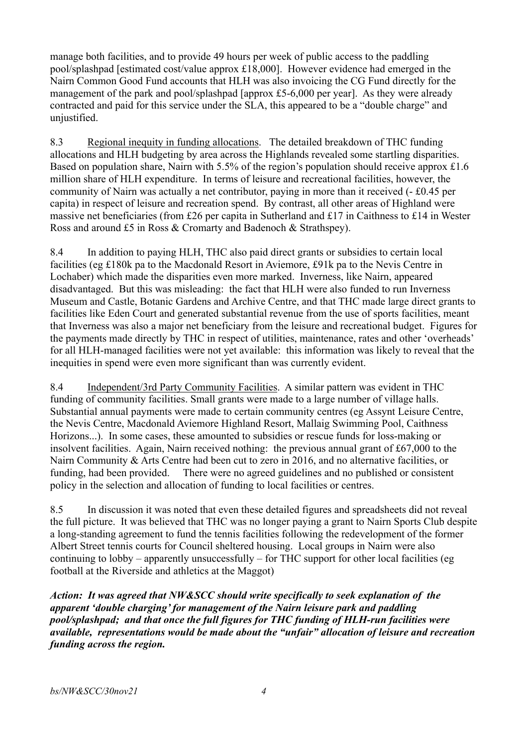manage both facilities, and to provide 49 hours per week of public access to the paddling pool/splashpad [estimated cost/value approx £18,000]. However evidence had emerged in the Nairn Common Good Fund accounts that HLH was also invoicing the CG Fund directly for the management of the park and pool/splashpad [approx £5-6,000 per year]. As they were already contracted and paid for this service under the SLA, this appeared to be a "double charge" and unjustified.

8.3 Regional inequity in funding allocations. The detailed breakdown of THC funding allocations and HLH budgeting by area across the Highlands revealed some startling disparities. Based on population share, Nairn with 5.5% of the region's population should receive approx £1.6 million share of HLH expenditure. In terms of leisure and recreational facilities, however, the community of Nairn was actually a net contributor, paying in more than it received (- £0.45 per capita) in respect of leisure and recreation spend. By contrast, all other areas of Highland were massive net beneficiaries (from £26 per capita in Sutherland and £17 in Caithness to £14 in Wester Ross and around £5 in Ross & Cromarty and Badenoch & Strathspey).

8.4 In addition to paying HLH, THC also paid direct grants or subsidies to certain local facilities (eg £180k pa to the Macdonald Resort in Aviemore, £91k pa to the Nevis Centre in Lochaber) which made the disparities even more marked. Inverness, like Nairn, appeared disadvantaged. But this was misleading: the fact that HLH were also funded to run Inverness Museum and Castle, Botanic Gardens and Archive Centre, and that THC made large direct grants to facilities like Eden Court and generated substantial revenue from the use of sports facilities, meant that Inverness was also a major net beneficiary from the leisure and recreational budget. Figures for the payments made directly by THC in respect of utilities, maintenance, rates and other 'overheads' for all HLH-managed facilities were not yet available: this information was likely to reveal that the inequities in spend were even more significant than was currently evident.

8.4 Independent/3rd Party Community Facilities. A similar pattern was evident in THC funding of community facilities. Small grants were made to a large number of village halls. Substantial annual payments were made to certain community centres (eg Assynt Leisure Centre, the Nevis Centre, Macdonald Aviemore Highland Resort, Mallaig Swimming Pool, Caithness Horizons...). In some cases, these amounted to subsidies or rescue funds for loss-making or insolvent facilities. Again, Nairn received nothing: the previous annual grant of £67,000 to the Nairn Community & Arts Centre had been cut to zero in 2016, and no alternative facilities, or funding, had been provided. There were no agreed guidelines and no published or consistent policy in the selection and allocation of funding to local facilities or centres.

8.5 In discussion it was noted that even these detailed figures and spreadsheets did not reveal the full picture. It was believed that THC was no longer paying a grant to Nairn Sports Club despite a long-standing agreement to fund the tennis facilities following the redevelopment of the former Albert Street tennis courts for Council sheltered housing. Local groups in Nairn were also continuing to lobby – apparently unsuccessfully – for THC support for other local facilities (eg football at the Riverside and athletics at the Maggot)

***Action: It was agreed that NW&SCC should write specifically to seek explanation of the apparent 'double charging' for management of the Nairn leisure park and paddling pool/splashpad; and that once the full figures for THC funding of HLH-run facilities were available, representations would be made about the "unfair" allocation of leisure and recreation funding across the region.***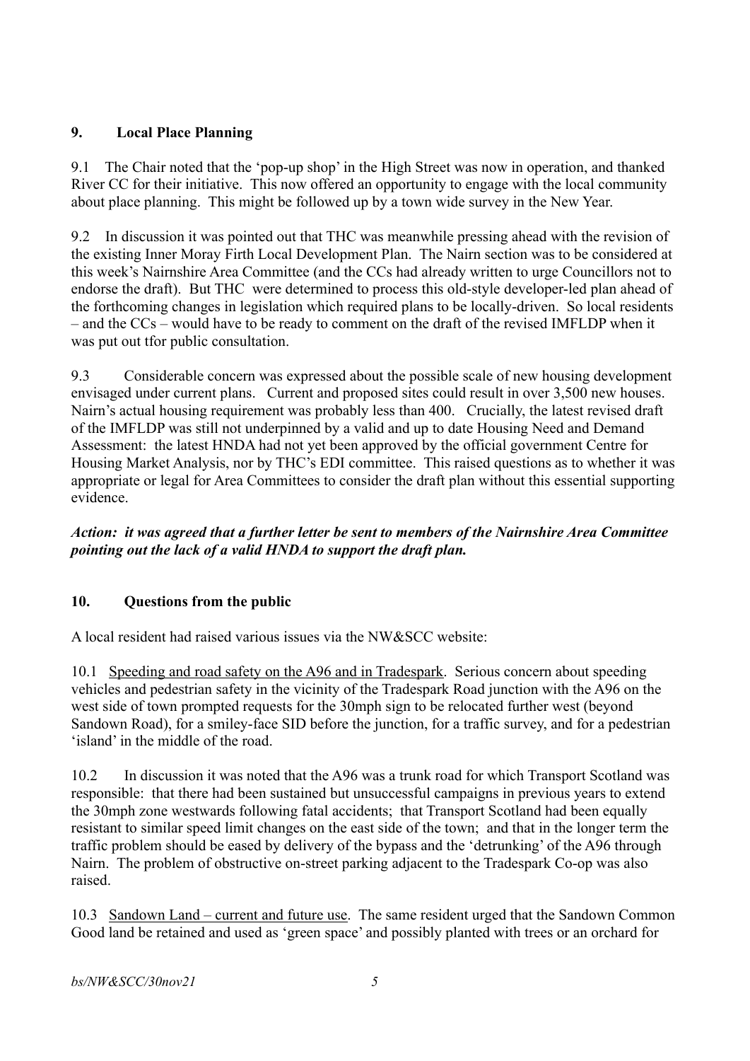## 9. Local Place Planning

9.1 The Chair noted that the 'pop-up shop' in the High Street was now in operation, and thanked River CC for their initiative. This now offered an opportunity to engage with the local community about place planning. This might be followed up by a town wide survey in the New Year.

9.2 In discussion it was pointed out that THC was meanwhile pressing ahead with the revision of the existing Inner Moray Firth Local Development Plan. The Nairn section was to be considered at this week's Nairnshire Area Committee (and the CCs had already written to urge Councillors not to endorse the draft). But THC were determined to process this old-style developer-led plan ahead of the forthcoming changes in legislation which required plans to be locally-driven. So local residents – and the CCs – would have to be ready to comment on the draft of the revised IMFLDP when it was put out tfor public consultation.

9.3 Considerable concern was expressed about the possible scale of new housing development envisaged under current plans. Current and proposed sites could result in over 3,500 new houses. Nairn's actual housing requirement was probably less than 400. Crucially, the latest revised draft of the IMFLDP was still not underpinned by a valid and up to date Housing Need and Demand Assessment: the latest HNDA had not yet been approved by the official government Centre for Housing Market Analysis, nor by THC's EDI committee. This raised questions as to whether it was appropriate or legal for Area Committees to consider the draft plan without this essential supporting evidence.

***Action: it was agreed that a further letter be sent to members of the Nairnshire Area Committee pointing out the lack of a valid HNDA to support the draft plan.***

## 10. Questions from the public

A local resident had raised various issues via the NW&SCC website:

10.1 Speeding and road safety on the A96 and in Tradespark. Serious concern about speeding vehicles and pedestrian safety in the vicinity of the Tradespark Road junction with the A96 on the west side of town prompted requests for the 30mph sign to be relocated further west (beyond Sandown Road), for a smiley-face SID before the junction, for a traffic survey, and for a pedestrian 'island' in the middle of the road.

10.2 In discussion it was noted that the A96 was a trunk road for which Transport Scotland was responsible: that there had been sustained but unsuccessful campaigns in previous years to extend the 30mph zone westwards following fatal accidents; that Transport Scotland had been equally resistant to similar speed limit changes on the east side of the town; and that in the longer term the traffic problem should be eased by delivery of the bypass and the 'detrunking' of the A96 through Nairn. The problem of obstructive on-street parking adjacent to the Tradespark Co-op was also raised.

10.3 Sandown Land – current and future use. The same resident urged that the Sandown Common Good land be retained and used as 'green space' and possibly planted with trees or an orchard for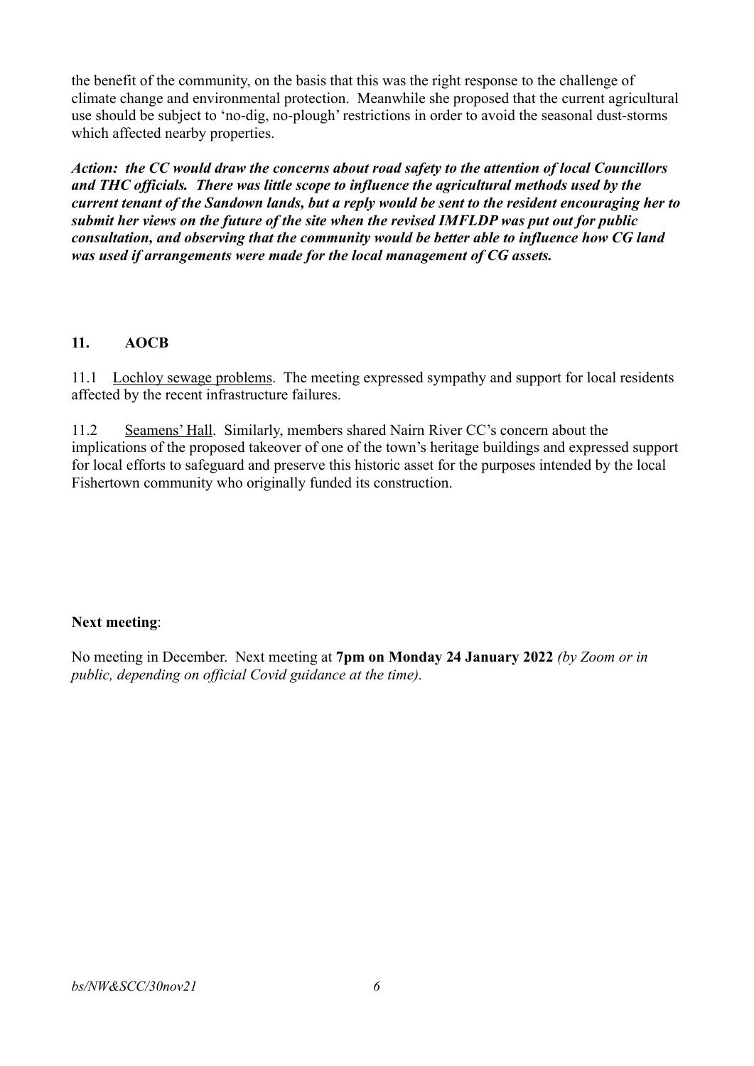the benefit of the community, on the basis that this was the right response to the challenge of climate change and environmental protection. Meanwhile she proposed that the current agricultural use should be subject to 'no-dig, no-plough' restrictions in order to avoid the seasonal dust-storms which affected nearby properties.

***Action: the CC would draw the concerns about road safety to the attention of local Councillors and THC officials. There was little scope to influence the agricultural methods used by the current tenant of the Sandown lands, but a reply would be sent to the resident encouraging her to submit her views on the future of the site when the revised IMFLDP was put out for public consultation, and observing that the community would be better able to influence how CG land was used if arrangements were made for the local management of CG assets.***

## 11. AOCB

11.1 <u>Lochloy sewage problems</u>. The meeting expressed sympathy and support for local residents affected by the recent infrastructure failures.

11.2 <u>Seamens' Hall</u>. Similarly, members shared Nairn River CC's concern about the implications of the proposed takeover of one of the town's heritage buildings and expressed support for local efforts to safeguard and preserve this historic asset for the purposes intended by the local Fishertown community who originally funded its construction.

**Next meeting**:

No meeting in December. Next meeting at **7pm on Monday 24 January 2022** *(by Zoom or in public, depending on official Covid guidance at the time).*